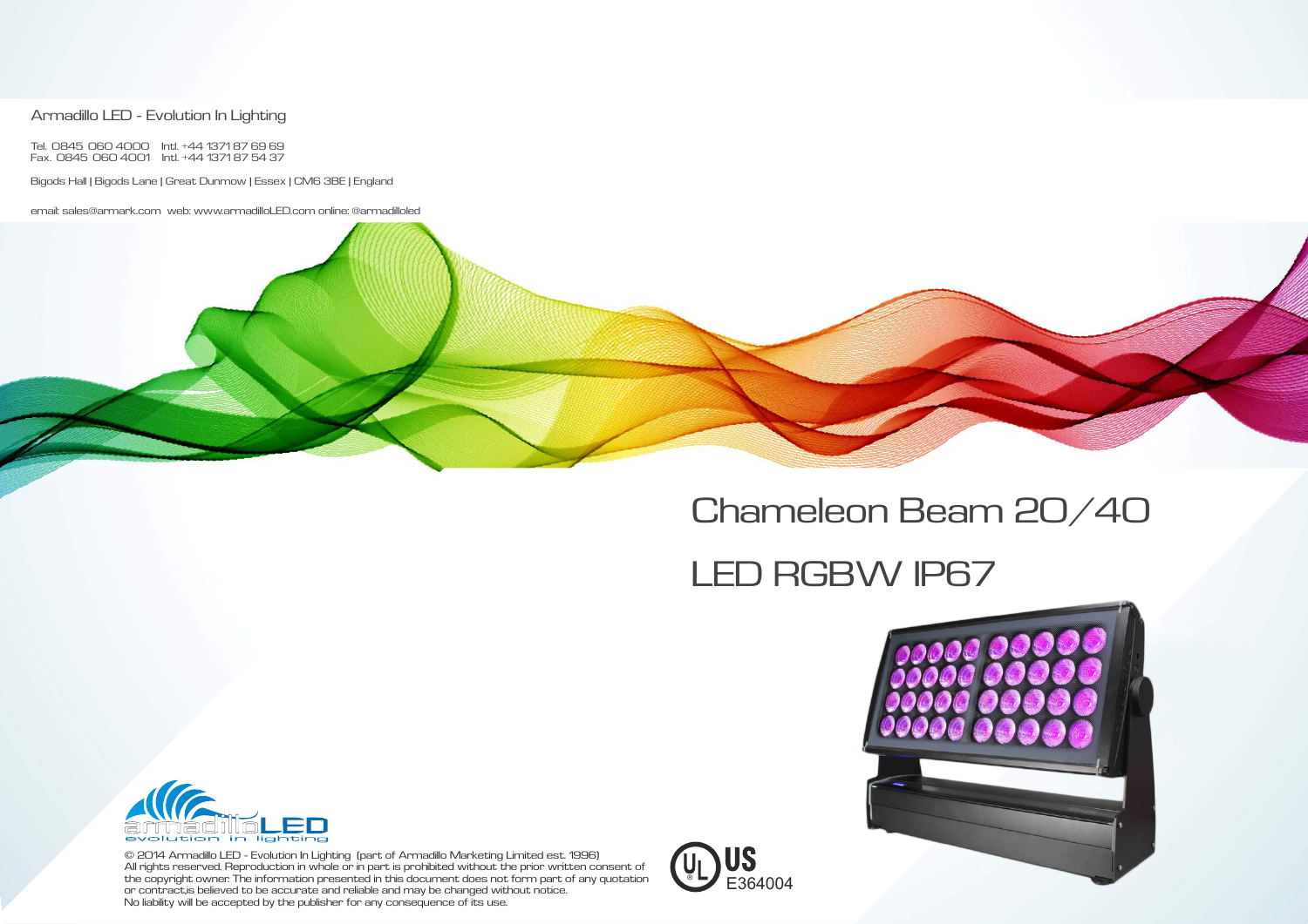Armadillo LED - Evolution In Lighting

Tel. 0845 060 4000 Intl. +44 1371 87 69 69
Fax. 0845 060 4001 Intl. +44 1371 87 54 37

Bigods Hall | Bigods Lane | Great Dunmow | Essex | CM6 3BE | England

email: sales@armark.com web: www.armadilloLED.com online: @armadilloled

# Chameleon Beam 20/40

# LED RGBW IP67

armadilloLED
evolution in lighting

© 2014 Armadillo LED - Evolution In Lighting (part of Armadillo Marketing Limited est. 1996)
All rights reserved. Reproduction in whole or in part is prohibited without the prior written consent of the copyright owner. The information presented in this document does not form part of any quotation or contract,is believed to be accurate and reliable and may be changed without notice.
No liability will be accepted by the publisher for any consequence of its use.

UL US E364004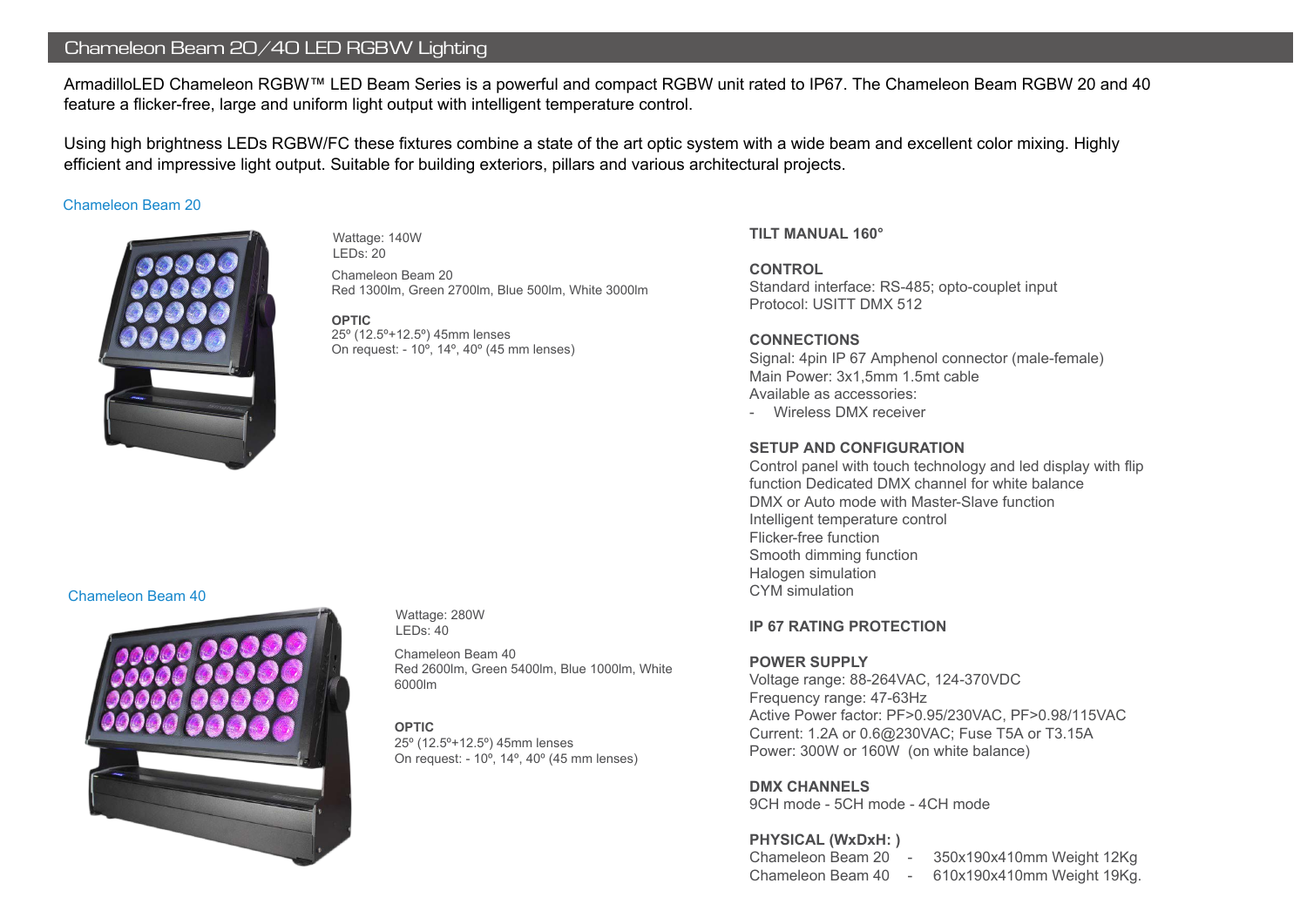# Chameleon Beam 20/40 LED RGBW Lighting

ArmadilloLED Chameleon RGBW™ LED Beam Series is a powerful and compact RGBW unit rated to IP67. The Chameleon Beam RGBW 20 and 40 feature a flicker-free, large and uniform light output with intelligent temperature control.

Using high brightness LEDs RGBW/FC these fixtures combine a state of the art optic system with a wide beam and excellent color mixing. Highly efficient and impressive light output. Suitable for building exteriors, pillars and various architectural projects.

## Chameleon Beam 20

Wattage: 140W
LEDs: 20

Chameleon Beam 20
Red 1300lm, Green 2700lm, Blue 500lm, White 3000lm

**OPTIC**
25º (12.5º+12.5º) 45mm lenses
On request: - 10º, 14º, 40º (45 mm lenses)

## Chameleon Beam 40

Wattage: 280W
LEDs: 40

Chameleon Beam 40
Red 2600lm, Green 5400lm, Blue 1000lm, White 6000lm

**OPTIC**
25º (12.5º+12.5º) 45mm lenses
On request: - 10º, 14º, 40º (45 mm lenses)

**TILT MANUAL 160°**

**CONTROL**
Standard interface: RS-485; opto-couplet input
Protocol: USITT DMX 512

**CONNECTIONS**
Signal: 4pin IP 67 Amphenol connector (male-female)
Main Power: 3x1,5mm 1.5mt cable
Available as accessories:
- Wireless DMX receiver

**SETUP AND CONFIGURATION**
Control panel with touch technology and led display with flip function Dedicated DMX channel for white balance
DMX or Auto mode with Master-Slave function
Intelligent temperature control
Flicker-free function
Smooth dimming function
Halogen simulation
CYM simulation

**IP 67 RATING PROTECTION**

**POWER SUPPLY**
Voltage range: 88-264VAC, 124-370VDC
Frequency range: 47-63Hz
Active Power factor: PF>0.95/230VAC, PF>0.98/115VAC
Current: 1.2A or 0.6@230VAC; Fuse T5A or T3.15A
Power: 300W or 160W (on white balance)

**DMX CHANNELS**
9CH mode - 5CH mode - 4CH mode

**PHYSICAL (WxDxH: )**
Chameleon Beam 20 - 350x190x410mm Weight 12Kg
Chameleon Beam 40 - 610x190x410mm Weight 19Kg.